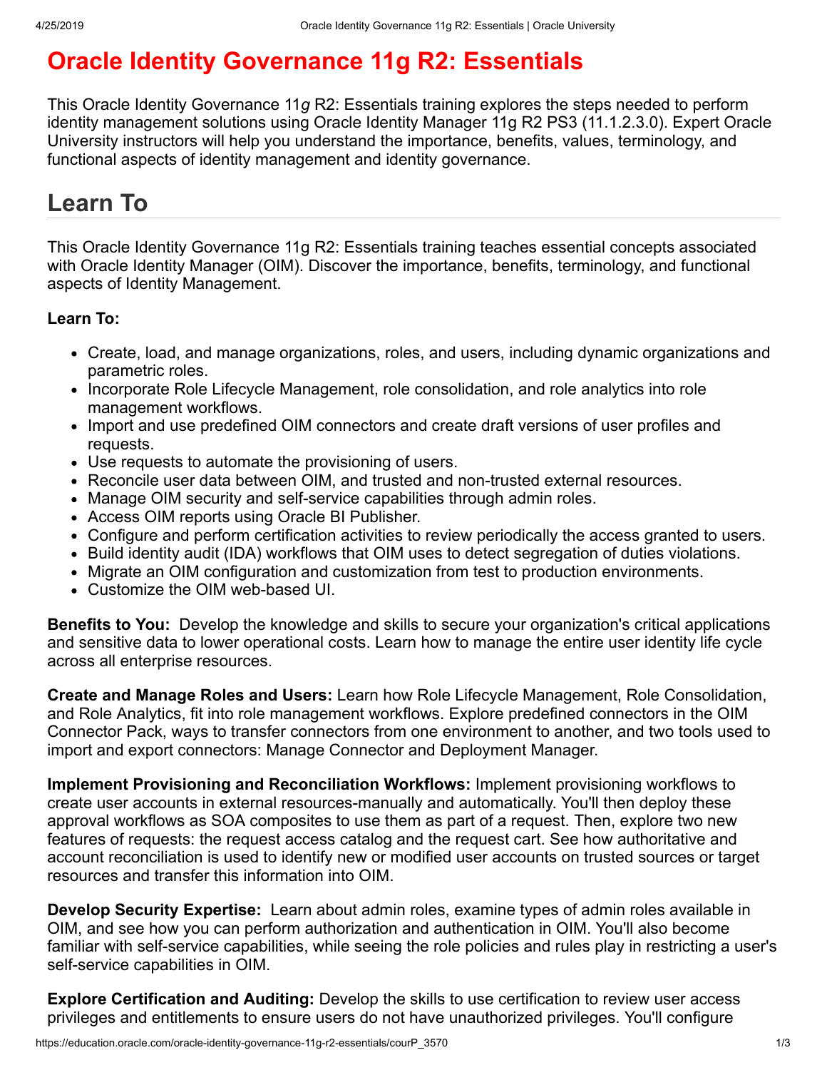# Oracle Identity Governance 11g R2: Essentials

This Oracle Identity Governance 11*g* R2: Essentials training explores the steps needed to perform identity management solutions using Oracle Identity Manager 11g R2 PS3 (11.1.2.3.0). Expert Oracle University instructors will help you understand the importance, benefits, values, terminology, and functional aspects of identity management and identity governance.

## Learn To

This Oracle Identity Governance 11g R2: Essentials training teaches essential concepts associated with Oracle Identity Manager (OIM). Discover the importance, benefits, terminology, and functional aspects of Identity Management.

**Learn To:**

- Create, load, and manage organizations, roles, and users, including dynamic organizations and parametric roles.
- Incorporate Role Lifecycle Management, role consolidation, and role analytics into role management workflows.
- Import and use predefined OIM connectors and create draft versions of user profiles and requests.
- Use requests to automate the provisioning of users.
- Reconcile user data between OIM, and trusted and non-trusted external resources.
- Manage OIM security and self-service capabilities through admin roles.
- Access OIM reports using Oracle BI Publisher.
- Configure and perform certification activities to review periodically the access granted to users.
- Build identity audit (IDA) workflows that OIM uses to detect segregation of duties violations.
- Migrate an OIM configuration and customization from test to production environments.
- Customize the OIM web-based UI.

**Benefits to You:** Develop the knowledge and skills to secure your organization's critical applications and sensitive data to lower operational costs. Learn how to manage the entire user identity life cycle across all enterprise resources.

**Create and Manage Roles and Users:** Learn how Role Lifecycle Management, Role Consolidation, and Role Analytics, fit into role management workflows. Explore predefined connectors in the OIM Connector Pack, ways to transfer connectors from one environment to another, and two tools used to import and export connectors: Manage Connector and Deployment Manager.

**Implement Provisioning and Reconciliation Workflows:** Implement provisioning workflows to create user accounts in external resources-manually and automatically. You'll then deploy these approval workflows as SOA composites to use them as part of a request. Then, explore two new features of requests: the request access catalog and the request cart. See how authoritative and account reconciliation is used to identify new or modified user accounts on trusted sources or target resources and transfer this information into OIM.

**Develop Security Expertise:** Learn about admin roles, examine types of admin roles available in OIM, and see how you can perform authorization and authentication in OIM. You'll also become familiar with self-service capabilities, while seeing the role policies and rules play in restricting a user's self-service capabilities in OIM.

**Explore Certification and Auditing:** Develop the skills to use certification to review user access privileges and entitlements to ensure users do not have unauthorized privileges. You'll configure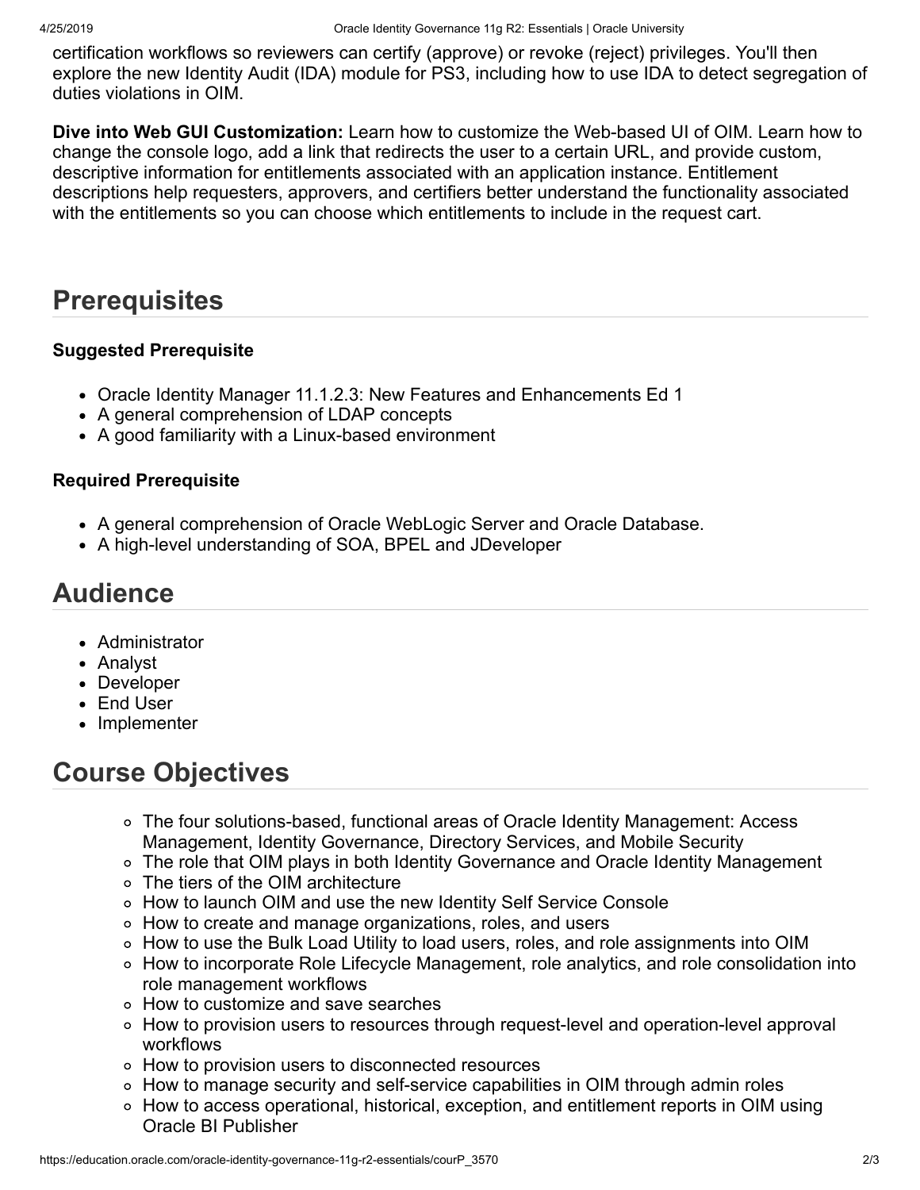certification workflows so reviewers can certify (approve) or revoke (reject) privileges. You'll then explore the new Identity Audit (IDA) module for PS3, including how to use IDA to detect segregation of duties violations in OIM.

**Dive into Web GUI Customization:** Learn how to customize the Web-based UI of OIM. Learn how to change the console logo, add a link that redirects the user to a certain URL, and provide custom, descriptive information for entitlements associated with an application instance. Entitlement descriptions help requesters, approvers, and certifiers better understand the functionality associated with the entitlements so you can choose which entitlements to include in the request cart.

## Prerequisites

### Suggested Prerequisite

- Oracle Identity Manager 11.1.2.3: New Features and Enhancements Ed 1
- A general comprehension of LDAP concepts
- A good familiarity with a Linux-based environment

### Required Prerequisite

- A general comprehension of Oracle WebLogic Server and Oracle Database.
- A high-level understanding of SOA, BPEL and JDeveloper

## Audience

- Administrator
- Analyst
- Developer
- End User
- Implementer

## Course Objectives

- The four solutions-based, functional areas of Oracle Identity Management: Access Management, Identity Governance, Directory Services, and Mobile Security
- The role that OIM plays in both Identity Governance and Oracle Identity Management
- The tiers of the OIM architecture
- How to launch OIM and use the new Identity Self Service Console
- How to create and manage organizations, roles, and users
- How to use the Bulk Load Utility to load users, roles, and role assignments into OIM
- How to incorporate Role Lifecycle Management, role analytics, and role consolidation into role management workflows
- How to customize and save searches
- How to provision users to resources through request-level and operation-level approval workflows
- How to provision users to disconnected resources
- How to manage security and self-service capabilities in OIM through admin roles
- How to access operational, historical, exception, and entitlement reports in OIM using Oracle BI Publisher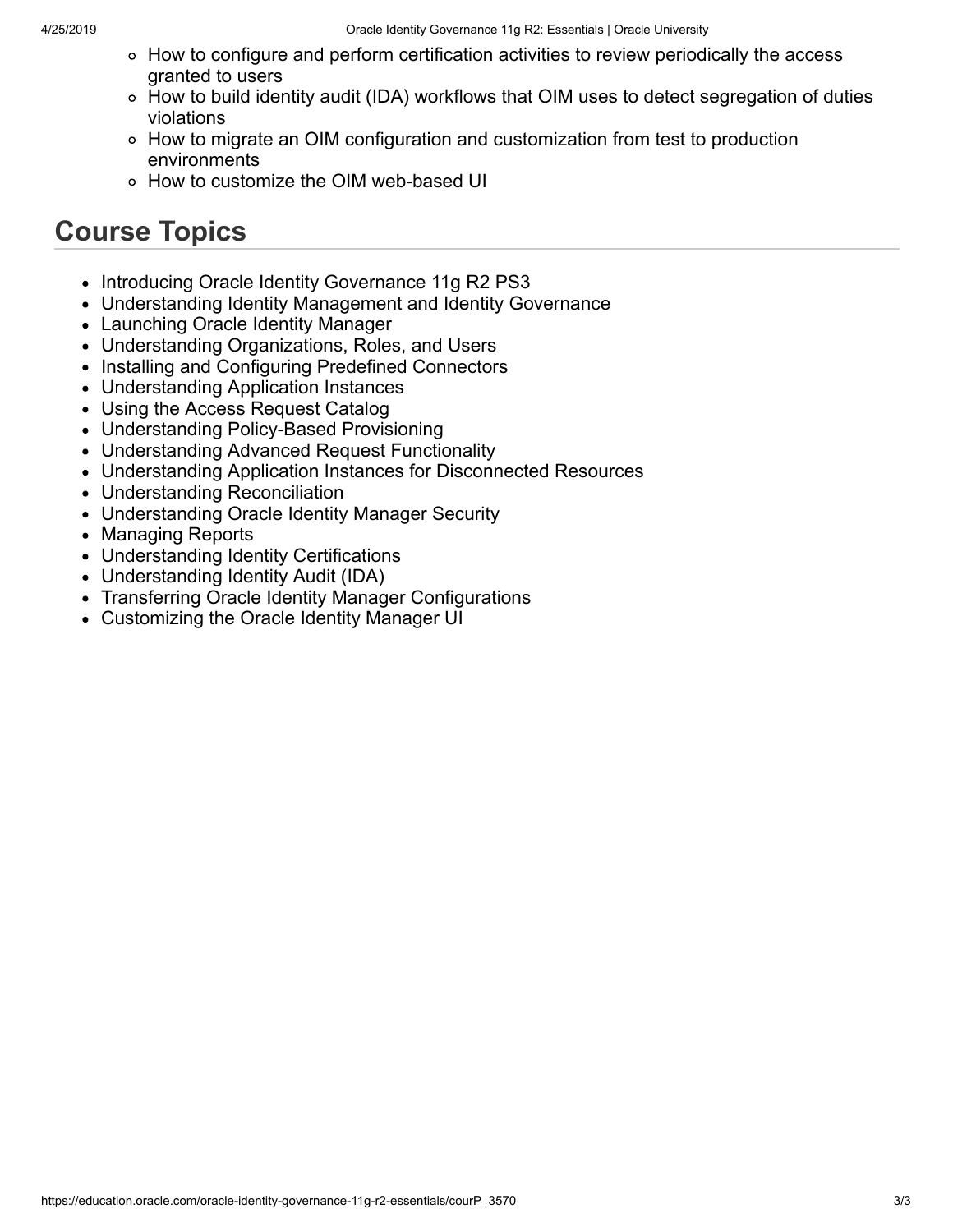- How to configure and perform certification activities to review periodically the access granted to users
- How to build identity audit (IDA) workflows that OIM uses to detect segregation of duties violations
- How to migrate an OIM configuration and customization from test to production environments
- How to customize the OIM web-based UI

## Course Topics

- Introducing Oracle Identity Governance 11g R2 PS3
- Understanding Identity Management and Identity Governance
- Launching Oracle Identity Manager
- Understanding Organizations, Roles, and Users
- Installing and Configuring Predefined Connectors
- Understanding Application Instances
- Using the Access Request Catalog
- Understanding Policy-Based Provisioning
- Understanding Advanced Request Functionality
- Understanding Application Instances for Disconnected Resources
- Understanding Reconciliation
- Understanding Oracle Identity Manager Security
- Managing Reports
- Understanding Identity Certifications
- Understanding Identity Audit (IDA)
- Transferring Oracle Identity Manager Configurations
- Customizing the Oracle Identity Manager UI